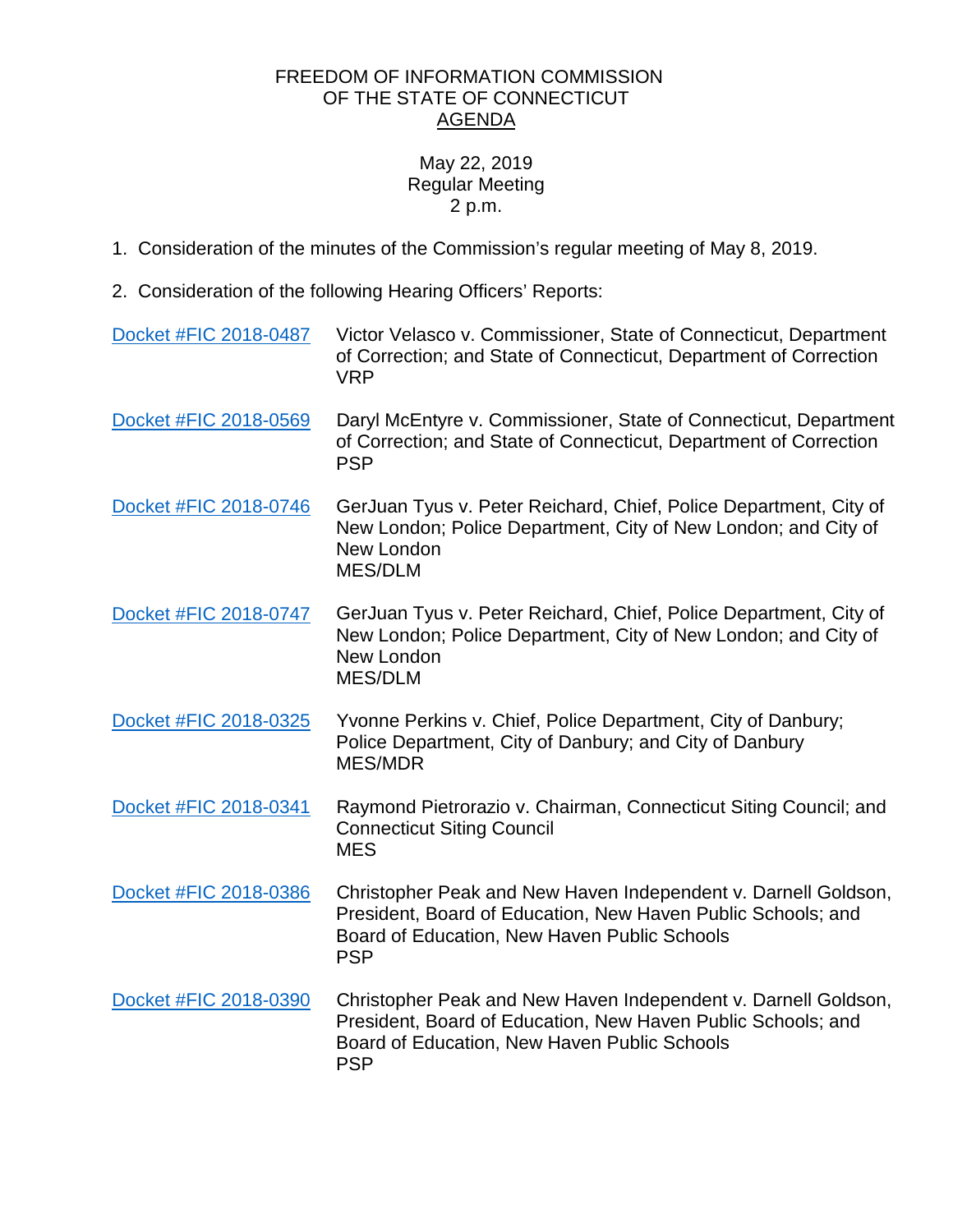FREEDOM OF INFORMATION COMMISSION
OF THE STATE OF CONNECTICUT
AGENDA

May 22, 2019
Regular Meeting
2 p.m.

1. Consideration of the minutes of the Commission's regular meeting of May 8, 2019.

2. Consideration of the following Hearing Officers' Reports:

| | |
|---|---|
| Docket #FIC 2018-0487 | Victor Velasco v. Commissioner, State of Connecticut, Department of Correction; and State of Connecticut, Department of Correction<br>VRP |
| Docket #FIC 2018-0569 | Daryl McEntyre v. Commissioner, State of Connecticut, Department of Correction; and State of Connecticut, Department of Correction<br>PSP |
| Docket #FIC 2018-0746 | GerJuan Tyus v. Peter Reichard, Chief, Police Department, City of New London; Police Department, City of New London; and City of New London<br>MES/DLM |
| Docket #FIC 2018-0747 | GerJuan Tyus v. Peter Reichard, Chief, Police Department, City of New London; Police Department, City of New London; and City of New London<br>MES/DLM |
| Docket #FIC 2018-0325 | Yvonne Perkins v. Chief, Police Department, City of Danbury; Police Department, City of Danbury; and City of Danbury<br>MES/MDR |
| Docket #FIC 2018-0341 | Raymond Pietrorazio v. Chairman, Connecticut Siting Council; and Connecticut Siting Council<br>MES |
| Docket #FIC 2018-0386 | Christopher Peak and New Haven Independent v. Darnell Goldson, President, Board of Education, New Haven Public Schools; and Board of Education, New Haven Public Schools<br>PSP |
| Docket #FIC 2018-0390 | Christopher Peak and New Haven Independent v. Darnell Goldson, President, Board of Education, New Haven Public Schools; and Board of Education, New Haven Public Schools<br>PSP |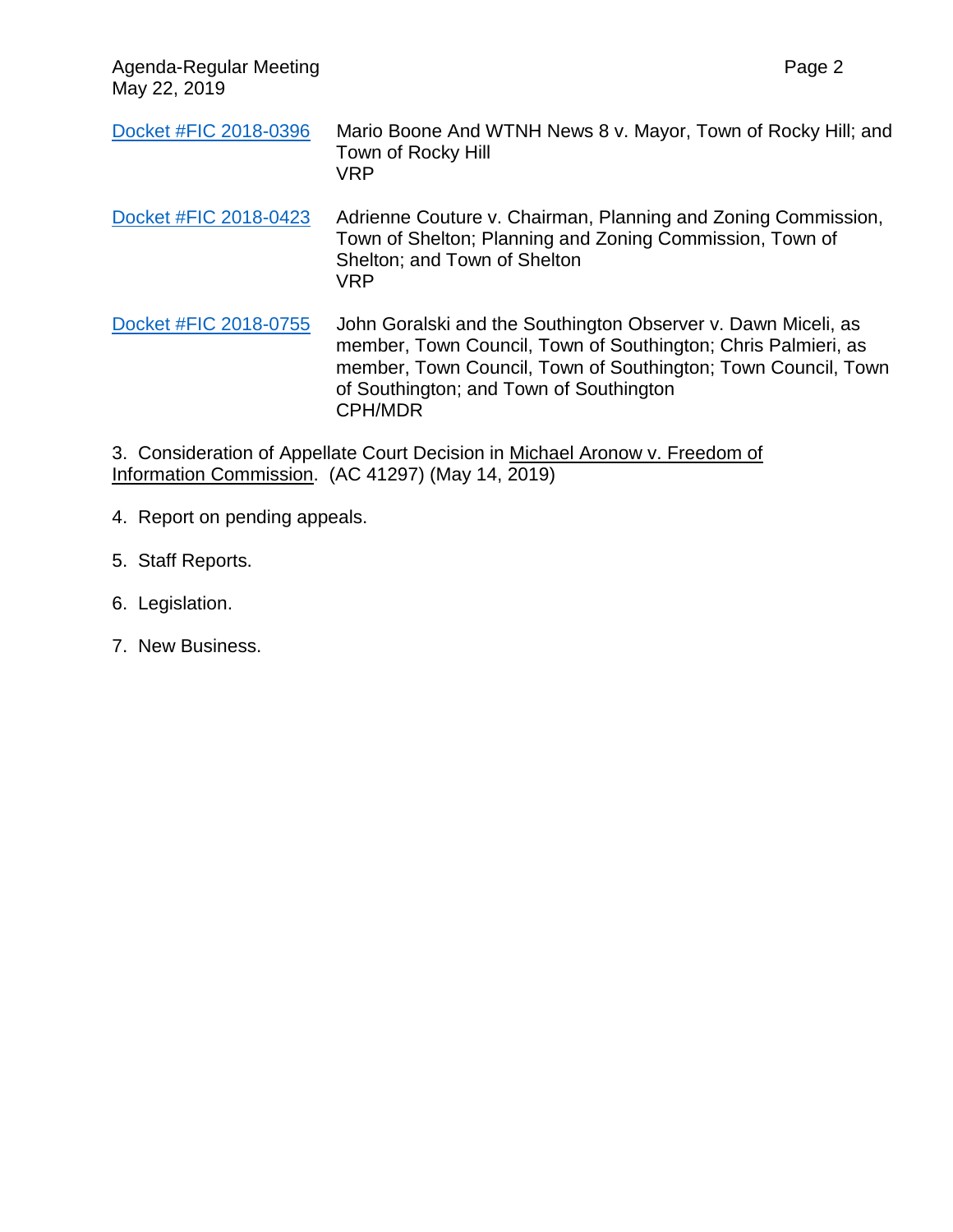[Docket #FIC 2018-0396] Mario Boone And WTNH News 8 v. Mayor, Town of Rocky Hill; and Town of Rocky Hill
VRP

[Docket #FIC 2018-0423] Adrienne Couture v. Chairman, Planning and Zoning Commission, Town of Shelton; Planning and Zoning Commission, Town of Shelton; and Town of Shelton
VRP

[Docket #FIC 2018-0755] John Goralski and the Southington Observer v. Dawn Miceli, as member, Town Council, Town of Southington; Chris Palmieri, as member, Town Council, Town of Southington; Town Council, Town of Southington; and Town of Southington
CPH/MDR

3. Consideration of Appellate Court Decision in Michael Aronow v. Freedom of Information Commission. (AC 41297) (May 14, 2019)

4. Report on pending appeals.

5. Staff Reports.

6. Legislation.

7. New Business.